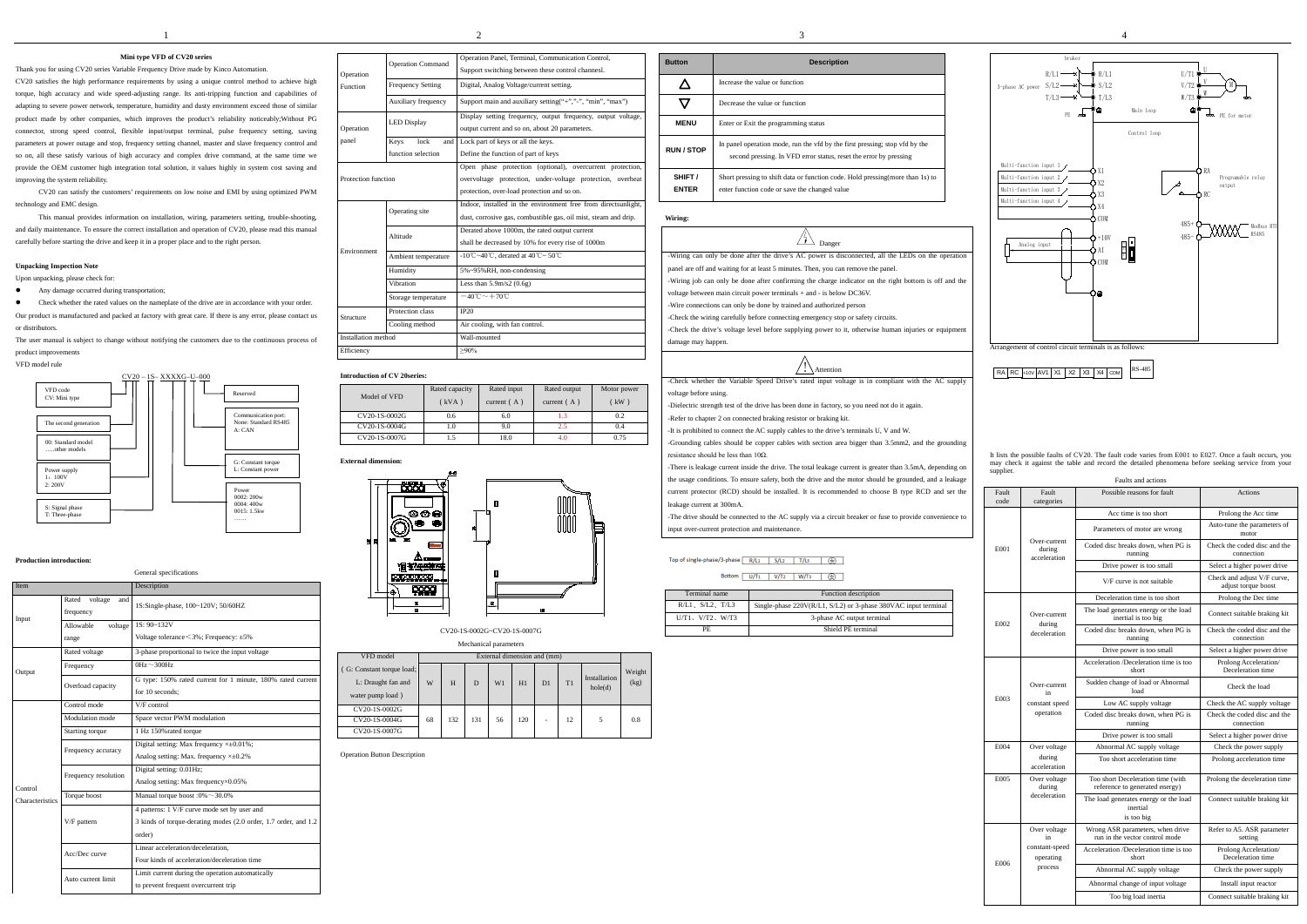# Mini type VFD of CV20 series

Thank you for using CV20 series Variable Frequency Drive made by Kinco Automation.

CV20 satisfies the high performance requirements by using a unique control method to achieve high torque, high accuracy and wide speed-adjusting range. Its anti-tripping function and capabilities of adapting to severe power network, temperature, humidity and dusty environment exceed those of similar product made by other companies, which improves the product's reliability noticeably;Without PG connector, strong speed control, flexible input/output terminal, pulse frequency setting, saving parameters at power outage and stop, frequency setting channel, master and slave frequency control and so on, all these satisfy various of high accuracy and complex drive command, at the same time we provide the OEM customer high integration total solution, it values highly in system cost saving and improving the system reliability.

CV20 can satisfy the customers' requirements on low noise and EMI by using optimized PWM technology and EMC design.

This manual provides information on installation, wiring, parameters setting, trouble-shooting, and daily maintenance. To ensure the correct installation and operation of CV20, please read this manual carefully before starting the drive and keep it in a proper place and to the right person.

## Unpacking Inspection Note

Upon unpacking, please check for:

- Any damage occurred during transportation;
- Check whether the rated values on the nameplate of the drive are in accordance with your order.

Our product is manufactured and packed at factory with great care. If there is any error, please contact us or distributors.

The user manual is subject to change without notifying the customers due to the continuous process of product improvements

VFD model rule

CV20 – 1S– XXXXG–U–000

- VFD code CV: Mini type
- The second generation
- 00: Standard model …..other models
- Power supply 1: 100V 2: 200V
- S: Signal phase T: Three-phase
- Reserved
- Communication port: None: Standard RS485 A: CAN
- G: Constant torque L: Constant power
- Power 0002: 200w 0004: 400w 0015: 1.5kw ……

## Production introduction:

General specifications

| Item | | Description |
|---|---|---|
| Input | Rated voltage and frequency | 1S:Single-phase, 100~120V; 50/60HZ |
| | Allowable voltage range | 1S: 90~132V<br>Voltage tolerance<3%; Frequency: ±5% |
| Output | Rated voltage | 3-phase proportional to twice the input voltage |
| | Frequency | 0Hz～300Hz |
| | Overload capacity | G type: 150% rated current for 1 minute, 180% rated current for 10 seconds; |
| Control Characteristics | Control mode | V/F control |
| | Modulation mode | Space vector PWM modulation |
| | Starting torque | 1 Hz 150%rated torque |
| | Frequency accuracy | Digital setting: Max frequency ×±0.01%;<br>Analog setting: Max. frequency ×±0.2% |
| | Frequency resolution | Digital setting: 0.01Hz;<br>Analog setting: Max frequency×0.05% |
| | Torque boost | Manual torque boost :0%～30.0% |
| | V/F pattern | 4 patterns: 1 V/F curve mode set by user and 3 kinds of torque-derating modes (2.0 order, 1.7 order, and 1.2 order) |
| | Acc/Dec curve | Linear acceleration/deceleration,<br>Four kinds of acceleration/deceleration time |
| | Auto current limit | Limit current during the operation automatically to prevent frequent overcurrent trip |
| Operation Function | Operation Command | Operation Panel, Terminal, Communication Control, Support switching between these control channels. |
| | Frequency Setting | Digital, Analog Voltage/current setting. |
| | Auxiliary frequency | Support main and auxiliary setting("+","-", "min", "max") |
| Operation panel | LED Display | Display setting frequency, output frequency, output voltage, output current and so on, about 20 parameters. |
| | Keys lock and function selection | Lock part of keys or all the keys.<br>Define the function of part of keys |
| Protection function | | Open phase protection (optional), overcurrent protection, overvoltage protection, under-voltage protection, overheat protection, over-load protection and so on. |
| Environment | Operating site | Indoor, installed in the environment free from directsunlight, dust, corrosive gas, combustible gas, oil mist, steam and drip. |
| | Altitude | Derated above 1000m, the rated output current shall be decreased by 10% for every rise of 1000m |
| | Ambient temperature | -10℃~40℃, derated at 40℃~50℃ |
| | Humidity | 5%~95%RH, non-condensing |
| | Vibration | Less than 5.9m/s2 (0.6g) |
| | Storage temperature | －40℃～＋70℃ |
| Structure | Protection class | IP20 |
| | Cooling method | Air cooling, with fan control. |
| Installation method | | Wall-mounted |
| Efficiency | | ≥90% |

## Introduction of CV 20series:

| Model of VFD | Rated capacity (kVA) | Rated input current (A) | Rated output current (A) | Motor power (kW) |
|---|---|---|---|---|
| CV20-1S-0002G | 0.6 | 6.0 | 1.3 | 0.2 |
| CV20-1S-0004G | 1.0 | 9.0 | 2.5 | 0.4 |
| CV20-1S-0007G | 1.5 | 18.0 | 4.0 | 0.75 |

## External dimension:

CV20-1S-0002G~CV20-1S-0007G

Mechanical parameters

| VFD model (G: Constant torque load; L: Draught fan and water pump load) | W | H | D | W1 | H1 | D1 | T1 | Installation hole(d) | Weight (kg) |
|---|---|---|---|---|---|---|---|---|---|
| CV20-1S-0002G | 68 | 132 | 131 | 56 | 120 | - | 12 | 5 | 0.8 |
| CV20-1S-0004G | | | | | | | | | |
| CV20-1S-0007G | | | | | | | | | |

Operation Button Description

| Button | Description |
|---|---|
| △ | Increase the value or function |
| ▽ | Decrease the value or function |
| MENU | Enter or Exit the programming status |
| RUN / STOP | In panel operation mode, run the vfd by the first pressing; stop vfd by the second pressing. In VFD error status, reset the error by pressing |
| SHIFT / ENTER | Short pressing to shift data or function code. Hold pressing(more than 1s) to enter function code or save the changed value |

## Wiring:

**Danger**

-Wiring can only be done after the drive's AC power is disconnected, all the LEDs on the operation panel are off and waiting for at least 5 minutes. Then, you can remove the panel.

-Wiring job can only be done after confirming the charge indicator on the right bottom is off and the voltage between main circuit power terminals + and - is below DC36V.

-Wire connections can only be done by trained and authorized person

-Check the wiring carefully before connecting emergency stop or safety circuits.

-Check the drive's voltage level before supplying power to it, otherwise human injuries or equipment damage may happen.

**Attention**

-Check whether the Variable Speed Drive's rated input voltage is in compliant with the AC supply voltage before using.

-Dielectric strength test of the drive has been done in factory, so you need not do it again.

-Refer to chapter 2 on connected braking resistor or braking kit.

-It is prohibited to connect the AC supply cables to the drive's terminals U, V and W.

-Grounding cables should be copper cables with section area bigger than 3.5mm2, and the grounding resistance should be less than 10Ω.

-There is leakage current inside the drive. The total leakage current is greater than 3.5mA, depending on the usage conditions. To ensure safety, both the drive and the motor should be grounded, and a leakage current protector (RCD) should be installed. It is recommended to choose B type RCD and set the leakage current at 300mA.

-The drive should be connected to the AC supply via a circuit breaker or fuse to provide convenience to input over-current protection and maintenance.

Top of single-phase/3-phase: R/L1 | S/L2 | T/L3 | ⏚

Bottom: U/T1 | V/T2 | W/T3 | ⏚

| Terminal name | Function description |
|---|---|
| R/L1、S/L2、T/L3 | Single-phase 220V(R/L1, S/L2) or 3-phase 380VAC input terminal |
| U/T1、V/T2、W/T3 | 3-phase AC output terminal |
| PE | Shield PE terminal |

Arrangement of control circuit terminals is as follows:

RA | RC | +10V | AV1 | X1 | X2 | X3 | X4 | COM | RS-485

It lists the possible faults of CV20. The fault code varies from E001 to E027. Once a fault occurs, you may check it against the table and record the detailed phenomena before seeking service from your supplier.

Faults and actions

| Fault code | Fault categories | Possible reasons for fault | Actions |
|---|---|---|---|
| E001 | Over-current during acceleration | Acc time is too short | Prolong the Acc time |
| | | Parameters of motor are wrong | Auto-tune the parameters of motor |
| | | Coded disc breaks down, when PG is running | Check the coded disc and the connection |
| | | Drive power is too small | Select a higher power drive |
| | | V/F curve is not suitable | Check and adjust V/F curve, adjust torque boost |
| E002 | Over-current during deceleration | Deceleration time is too short | Prolong the Dec time |
| | | The load generates energy or the load inertial is too big | Connect suitable braking kit |
| | | Coded disc breaks down, when PG is running | Check the coded disc and the connection |
| | | Drive power is too small | Select a higher power drive |
| E003 | Over-current in constant speed operation | Acceleration /Deceleration time is too short | Prolong Acceleration/ Deceleration time |
| | | Sudden change of load or Abnormal load | Check the load |
| | | Low AC supply voltage | Check the AC supply voltage |
| | | Coded disc breaks down, when PG is running | Check the coded disc and the connection |
| | | Drive power is too small | Select a higher power drive |
| E004 | Over voltage during acceleration | Abnormal AC supply voltage | Check the power supply |
| | | Too short acceleration time | Prolong acceleration time |
| E005 | Over voltage during deceleration | Too short Deceleration time (with reference to generated energy) | Prolong the deceleration time |
| | | The load generates energy or the load inertial is too big | Connect suitable braking kit |
| E006 | Over voltage in constant-speed operating process | Wrong ASR parameters, when drive run in the vector control mode | Refer to A5. ASR parameter setting |
| | | Acceleration /Deceleration time is too short | Prolong Acceleration/ Deceleration time |
| | | Abnormal AC supply voltage | Check the power supply |
| | | Abnormal change of input voltage | Install input reactor |
| | | Too big load inertia | Connect suitable braking kit |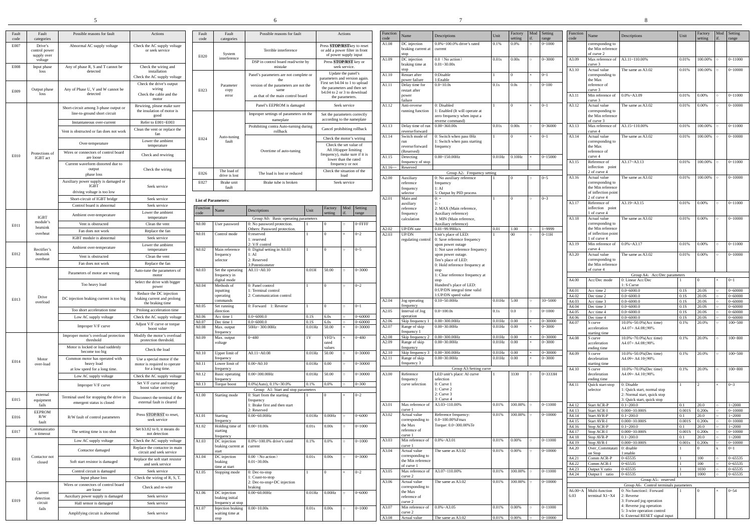| Fault code | Fault categories | Possible reasons for fault | Actions |
|---|---|---|---|
| E007 | Drive's control power supply over voltage | Abnormal AC supply voltage | Check the AC supply voltage or seek service |
| E008 | Input phase loss | Any of phase R, S and T cannot be detected | Check the wiring and installation Check the AC supply voltage |
| E009 | Output phase loss | Any of Phase U, V and W cannot be detected | Check the drive's output wiring Check the cable and the motor |
| E010 | Protections of IGBT act | Short-circuit among 3-phase output or line-to-ground short circuit | Rewiring, please make sure the insulation of motor is good |
| | | Instantaneous over-current | Refer to E001~E003 |
| | | Vent is obstructed or fan does not work | Clean the vent or replace the fan |
| | | Over-temperature | Lower the ambient temperature |
| | | Wires or connectors of control board are loose | Check and rewiring |
| | | Current waveform distorted due to output phase loss | Check the wiring |
| | | Auxiliary power supply is damaged or IGBT driving voltage is too low | Seek service |
| | | Short-circuit of IGBT bridge | Seek service |
| | | Control board is abnormal | Seek service |
| E011 | IGBT module's heatsink overheat | Ambient over-temperature | Lower the ambient temperature |
| | | Vent is obstructed | Clean the vent |
| | | Fan does not work | Replace the fan |
| | | IGBT module is abnormal | Seek service |
| E012 | Rectifier's heatsink overheat | Ambient over-temperature | Lower the ambient temperature |
| | | Vent is obstructed | Clean the vent |
| | | Fan does not work | Replace the fan |
| E013 | Drive overload | Parameters of motor are wrong | Auto-tune the parameters of motor |
| | | Too heavy load | Select the drive with bigger power |
| | | DC injection braking current is too big | Reduce the DC injection braking current and prolong the braking time |
| | | Too short acceleration time | Prolong acceleration time |
| | | Low AC supply voltage | Check the AC supply voltage |
| | | Improper V/F curve | Adjust V/F curve or torque boost value |
| E014 | Motor over-load | Improper motor's overload protection threshold | Modify the motor's overload protection threshold. |
| | | Motor is locked or load suddenly become too big | Check the load |
| | | Common motor has operated with heavy load at low speed for a long time. | Use a special motor if the motor is required to operate for a long time. |
| | | Low AC supply voltage | Check the AC supply voltage |
| | | Improper V/F curve | Set V/F curve and torque boost value correctly |
| E015 | external equipment fails | Terminal used for stopping the drive in emergent status is closed | Disconnect the terminal if the external fault is cleared |
| E016 | EEPROM R/W fault | R/W fault of control parameters | Press STOP/RST to reset, seek service |
| E017 | Communication timeout | The setting time is too shot | Set b3.02 to 0, it means do not detection |
| E018 | Contactor not closed | Low AC supply voltage | Check the AC supply voltage |
| | | Contactor damaged | Replace the contactor in main circuit and seek service |
| | | Soft start resistor is damaged | Replace the soft start resistor and seek service |
| | | Control circuit is damaged | Seek service |
| | | Input phase loss | Check the wiring of R, S, T. |
| E019 | Current detection circuit fails | Wires or connectors of control board are loose | Check and re-wire |
| | | Auxiliary power supply is damaged | Seek service |
| | | Hall sensor is damaged | Seek service |
| | | Amplifying circuit is abnormal | Seek service |
| E020 | System interference | Terrible interference | Press **STOP/RST**key to reset or add a power filter in front of power supply input |
| | | DSP in control board read/write by mistake | Press **STOP/RST** key or seek service. |
| E023 | Parameter copy error | Panel's parameters are not complete or the version of the parameters are not the same as that of the main control board | Update the panel's parameters and version again. First set b4.04 to 1 to upload the parameters and then set b4.04 to 2 or 3 to download the parameters. |
| | | Panel's EEPROM is damaged | Seek service |
| E024 | Auto-tuning fault | Improper settings of parameters on the nameplate | Set the parameters correctly according to the nameplate |
| | | Prohibiting contra Auto-turning during rollback | Cancel prohibiting rollback |
| | | Overtime of auto-tuning | Check the motor's wiring |
| | | | Check the set value of A0.10(upper limiting frequency), make sure if it is lower than the rated frequency or not |
| E026 | The load of drive is lost | The load is lost or reduced | Check the situation of the load |
| E027 | Brake unit fault | Brake tube is broken | Seek service |

**List of Parameters:**

| Function code | Name | Descriptions | Unit | Factory setting | Mod if. | Setting range |
|---|---|---|---|---|---|---|
| | | Group A0: Basic operating parameters | | | | |
| A0.00 | User password | 0: No password protection. Others: Password protection. | 1 | 0 | ○ | 0~FFFF |
| A0.01 | Control mode | 0:reserved 1: reserved 2: V/F control | 1 | 0 | × | 0~2 |
| A0.02 | Main reference frequency selector | 0: Digital setting in A0.03 1: AI 2: Reserved 3:Potentiometer | 1 | 0 | ○ | 0~5 |
| A0.03 | Set the operating frequency in digital mode | A0.11~A0.10 | 0.01H | 50.00 | ○ | 0~3000 |
| A0.04 | Methods of inputting operating commands | 0: Panel control 1: Terminal control 2: Communication control | 1 | 0 | ○ | 0~2 |
| A0.05 | Set running direction | 0: Forward 1: Reverse | 1 | 0 | ○ | 0~1 |
| A0.06 | Acc time 1 | 0.0~6000.0 | 0.1S | 6.0s | ○ | 0~60000 |
| A0.07 | Dec time 1 | 0.0~6000.0 | 0.1S | 6.0s | ○ | 0~60000 |
| A0.08 | Max. output frequency | 50Hz~300.00Hz | 0.01Hz | 50.00 | × | 0~30000 |
| A0.09 | Max. output voltage | 0~480 | 1V | VFD's rated values | × | 0~480 |
| A0.10 | Upper limit of frequency | A0.11~A0.08 | 0.01Hz | 50.00 | ○ | 0~30000 |
| A0.11 | Lower limit of frequency | 0.00~A0.10 | 0.01Hz | 0.00 | ○ | 0~30000 |
| A0.12 | Basic operating frequency | 0.00~300.00Hz | 0.01Hz | 50.00 | ○ | 0~30000 |
| A0.13 | Torque boost | 0.0%(Auto), 0.1%~30.0% | 0.1% | 0.0% | ○ | 0~300 |
| | | Group A1: Start and stop parameters | | | | |
| A1.00 | Starting mode | 0: Start from the starting frequency 1: Brake first and then start 2: Reserved | 1 | 0 | × | 0~2 |
| A1.01 | Starting frequency | 0.00~60.00Hz | 0.01Hz | 0.00Hz | ○ | 0~6000 |
| A1.02 | Holding time of starting frequency | 0.00~10.00s | 0.01s | 0.00s | ○ | 0~1000 |
| A1.03 | DC injection braking current at start | 0.0%~100.0% drive's rated current | 0.1% | 0.0% | ○ | 0~1000 |
| A1.04 | DC injection braking time at start | 0.00（No action） 0.01~30.00s | 0.01s | 0.00s | ○ | 0~3000 |
| A1.05 | Stopping mode | 0: Dec-to-stop 1: Coast-to-stop 2: Dec-to-stop+DC injection braking | 1 | 0 | × | 0~2 |
| A1.06 | DC injection braking initial frequency at stop | 0.00~60.00Hz | 0.01Hz | 0.00Hz | ○ | 0~6000 |
| A1.07 | Injection braking waiting time at stop | 0.00~10.00s | 0.01s | 0.00s | ○ | 0~1000 |
| A1.08 | DC injection braking current at stop | 0.0%~100.0% drive's rated current | 0.1% | 0.0% | ○ | 0~1000 |
| A1.09 | DC injection braking time at stop | 0.0（No action） 0.01~30.00s | 0.01s | 0.00s | ○ | 0~3000 |
| A1.10 | Restart after power failure | 0:Disable 1:Enable | 1 | 0 | × | 0~1 |
| A1.11 | Delay time for restart after power failure | 0.0~10.0s | 0.1s | 0.0s | ○ | 0~100 |
| A1.12 | Anti-reverse running function | 0: Disabled 1: Enabled (It will operate at zero frequency when input a reverse command) | 1 | 0 | × | 0~1 |
| A1.13 | Delay time of run reverse/forward | 0.00~360.00s | 0.01s | 0.00s | ○ | 0~36000 |
| A1.14 | Switch mode of run reverse/forward (Reserved) | 0: Switch when pass 0Hz 1: Switch when pass starting frequency | 1 | 0 | × | 0~1 |
| A1.15 | Detecting frequency of stop | 0.00~150.00Hz | 0.01Hz | 0.10Hz | × | 0~15000 |
| A1.16~ | Reserved | | | | | |
| | | Group A2: Frequency setting | | | | |
| A2.00 | Auxiliary reference frequency selector | 0: No auxiliary reference frequency 1: AI 5: Output by PID process | 1 | 0 | ○ | 0~5 |
| A2.01 | Main and auxiliary reference frequency calculation | 0: + 1: - 2: MAX (Main reference, Auxiliary reference) 3: MIN (Main reference, Auxiliary reference) | 1 | 0 | ○ | 0~3 |
| A2.02 | UP/DN rate | 0.01~99.99Hz/s | 0.01 | 1.00 | ○ | 1~9999 |
| A2.03 | UP/DN regulating control | Unit's place of LED: 0: Save reference frequency upon power outage 1: Not save reference frequency upon power outage. Ten's place of LED: 0: Hold reference frequency at stop 1: Clear reference frequency at stop Hundred's place of LED: 0:UP/DN integral time valid 1:UP/DN speed value | 1 | 00 | ○ | 0~11H |
| A2.04 | Jog operating frequency | 0.10~50.00Hz | 0.01Hz | 5.00 | ○ | 10~5000 |
| A2.05 | Interval of Jog operation | 0.0~100.0s | 0.1s | 0.0 | ○ | 0~1000 |
| A2.06 | Skip frequency 1 | 0.00~300.00Hz | 0.01Hz | 0.00 | × | 0~30000 |
| A2.07 | Range of skip frequency 1 | 0.00~30.00Hz | 0.01Hz | 0.00 | × | 0~3000 |
| A2.08 | Skip frequency 2 | 0.00~300.00Hz | 0.01Hz | 0.00 | × | 0~30000 |
| A2.09 | Range of skip frequency | 0.00~30.00Hz | 0.01Hz | 0.00 | × | 0~3000 |
| A2.10 | Skip frequency 3 | 0.00~300.00Hz | 0.01Hz | 0.00 | × | 0~30000 |
| A2.11 | Range of skip frequency 3 | 0.00~30.00Hz | 0.01Hz | 0.00 | × | 0~3000 |
| | | Group A3:Setting curve | | | | |
| A3.00 | Reference frequency curve selection | LED unit's place: AI curve selection 0: Curve 1 1: Curve 2 2: Curve 3 3: Curve 4 | 1 | 3330 | ○ | 0~3333H |
| A3.01 | Max reference of curve 1 | A3.03~110.00% | 0.01% | 100.00% | ○ | 0~11000 |
| A3.02 | Actual value corresponding to the Max reference of curve 1 | Reference frequency: 0.0~100.00%Fmax Torque: 0.0~300.00%Te | 0.01% | 100.00% | ○ | 0~10000 |
| A3.03 | Min reference of curve 1 | 0.0%~A3.01 | 0.01% | 0.00% | ○ | 0~11000 |
| A3.04 | Actual value corresponding to the Min reference of curve 1 | The same as A3.02 | 0.01% | 0.00% | ○ | 0~10000 |
| A3.05 | Max reference of curve 2 | A3.07~110.00% | 0.01% | 100.00% | ○ | 0~11000 |
| A3.06 | Actual value corresponding to the Max reference of curve 2 | The same as A3.02 | 0.01% | 100.00% | ○ | 0~10000 |
| A3.07 | Min reference of curve 2 | 0.0%~A3.05 | 0.01% | 0.00% | ○ | 0~11000 |
| A3.08 | Actual value corresponding to the Min reference of curve 2 | The same as A3.02 | 0.01% | 0.00% | ○ | 0~10000 |
| A3.09 | Max reference of curve 3 | A3.11~110.00% | 0.01% | 100.00% | ○ | 0~11000 |
| A3.10 | Actual value corresponding to the Max reference of curve 3 | The same as A3.02 | 0.01% | 100.00% | ○ | 0~10000 |
| A3.11 | Min reference of curve 3 | 0.0%~A3.09 | 0.01% | 0.00% | ○ | 0~11000 |
| A3.12 | Actual value corresponding to the Min reference of curve 3 | The same as A3.02 | 0.01% | 0.00% | ○ | 0~10000 |
| A3.13 | Max reference of curve 4 | A3.15~110.00% | 0.01% | 100.00% | ○ | 0~11000 |
| A3.14 | Actual value corresponding to the Max reference of curve 4 | The same as A3.02 | 0.01% | 100.00% | ○ | 0~10000 |
| A3.15 | Reference of inflection point 2 of curve 4 | A3.17~A3.13 | 0.01% | 100.00% | ○ | 0~11000 |
| A3.16 | Actual value corresponding to the Min reference of inflection point 2 of curve 4 | The same as A3.02 | 0.01% | 100.00% | ○ | 0~10000 |
| A3.17 | Reference of inflection point 1 of curve 4 | A3.19~A3.15 | 0.01% | 0.00% | ○ | 0~11000 |
| A3.18 | Actual value corresponding to the Min reference of inflection point 1 of curve 4 | The same as A3.02 | 0.01% | 0.00% | ○ | 0~10000 |
| A3.19 | Min reference of curve 4 | 0.0%~A3.17 | 0.01% | 0.00% | ○ | 0~11000 |
| A3.20 | Actual value corresponding to the Min reference of curve 4 | The same as A3.02 | 0.01% | 0.00% | ○ | 0~10000 |
| | | Group A4: Acc/Dec parameters | | | | |
| A4.00 | Acc/Dec mode | 0: Linear Acc/Dec 1: S Curve | 1 | 0 | × | 0~1 |
| A4.01 | Acc time 2 | 0.0~6000.0 | 0.1S | 20.0S | ○ | 0~60000 |
| A4.02 | Dec time 2 | 0.0~6000.0 | 0.1S | 20.0S | ○ | 0~60000 |
| A4.03 | Acc time 3 | 0.0~6000.0 | 0.1S | 20.0S | ○ | 0~60000 |
| A4.04 | Dec time 3 | 0.0~6000.0 | 0.1S | 20.0S | ○ | 0~60000 |
| A4.05 | Acc time 4 | 0.0~6000.0 | 0.1S | 20.0S | ○ | 0~60000 |
| A4.06 | Dec time 4 | 0.0~6000.0 | 0.1S | 20.0S | ○ | 0~60000 |
| A4.07 | S curve acceleration starting time | 10.0%~50.0%(Acc time) A4.07+ A4.08≤90% | 0.1% | 20.0% | ○ | 100~500 |
| A4.08 | S curve acceleration ending time | 10.0%~70.0%(Acc time) A4.07+ A4.08≤90% | 0.1% | 20.0% | ○ | 100~800 |
| A4.09 | S curve deceleration starting time | 10.0%~50.0%(Dec time) A4.09+ A4.10≤90% | 0.1% | 20.0% | ○ | 100~500 |
| A4.10 | S curve deceleration ending time | 10.0%~70.0%(Dec time) A4.09+ A4.10≤90% | 0.1% | 20.0% | ○ | 100~800 |
| A4.11 | Quick start-stop selector | 0: Disable 1: Quick start, normal stop 2: Normal start, quick stop 3: Quick start, quick stop | 1 | 2 | × | 0~3 |
| A4.12 | Start ACR-P | 0.1~200.0 | 0.1 | 20.0 | ○ | 1~2000 |
| A4.13 | Start ACR-I | 0.000~10.000S | 0.001S | 0.200s | ○ | 0~10000 |
| A4.14 | Start AVR-P | 0.1~200.0 | 0.1 | 20.0 | ○ | 1~2000 |
| A4.15 | Start AVR-I | 0.000~10.000S | 0.001S | 0.200s | ○ | 0~10000 |
| A4.16 | Stop ACR-P | 0.1~200.0 | 0.1 | 20.0 | ○ | 1~2000 |
| A4.17 | Stop ACR-I | 0.000~10.000S | 0.001S | 0.200s | ○ | 0~10000 |
| A4.18 | Stop AVR-P | 0.1~200.0 | 0.1 | 20.0 | ○ | 1~2000 |
| A4.19 | Stop AVR-I | 0.000~10.000S | 0.001s | 0.200s | ○ | 0~10000 |
| A4.20 | Over_Commutation Stop | 0: disable 1:enable | 1 | 0 | x | 0~1 |
| A4.21 | Comm ACR-P | 0~65535 | 1 | 100 | ○ | 0~65535 |
| A4.22 | Comm ACR-I | 0~65535 | 1 | 100 | ○ | 0~65535 |
| A4.23 | Output V ratio | 0~65535 | 1 | 1030 | ○ | 0~65535 |
| A4.24 | Output I ratio | 0~65535 | 1 | 1000 | ○ | 0~65535 |
| | | Group A5: reserved | | | | |
| | | Group A6: Control terminals parameters | | | | |
| A6.00~A6.03 | Multi-function terminal X1~X4 | 0: No function1: Forward 2: Reverse 3: Forward jog operation 4: Reverse jog operation 5: 3-wire operation control 6: External RESET signal input | 1 | 0 | × | 0~54 |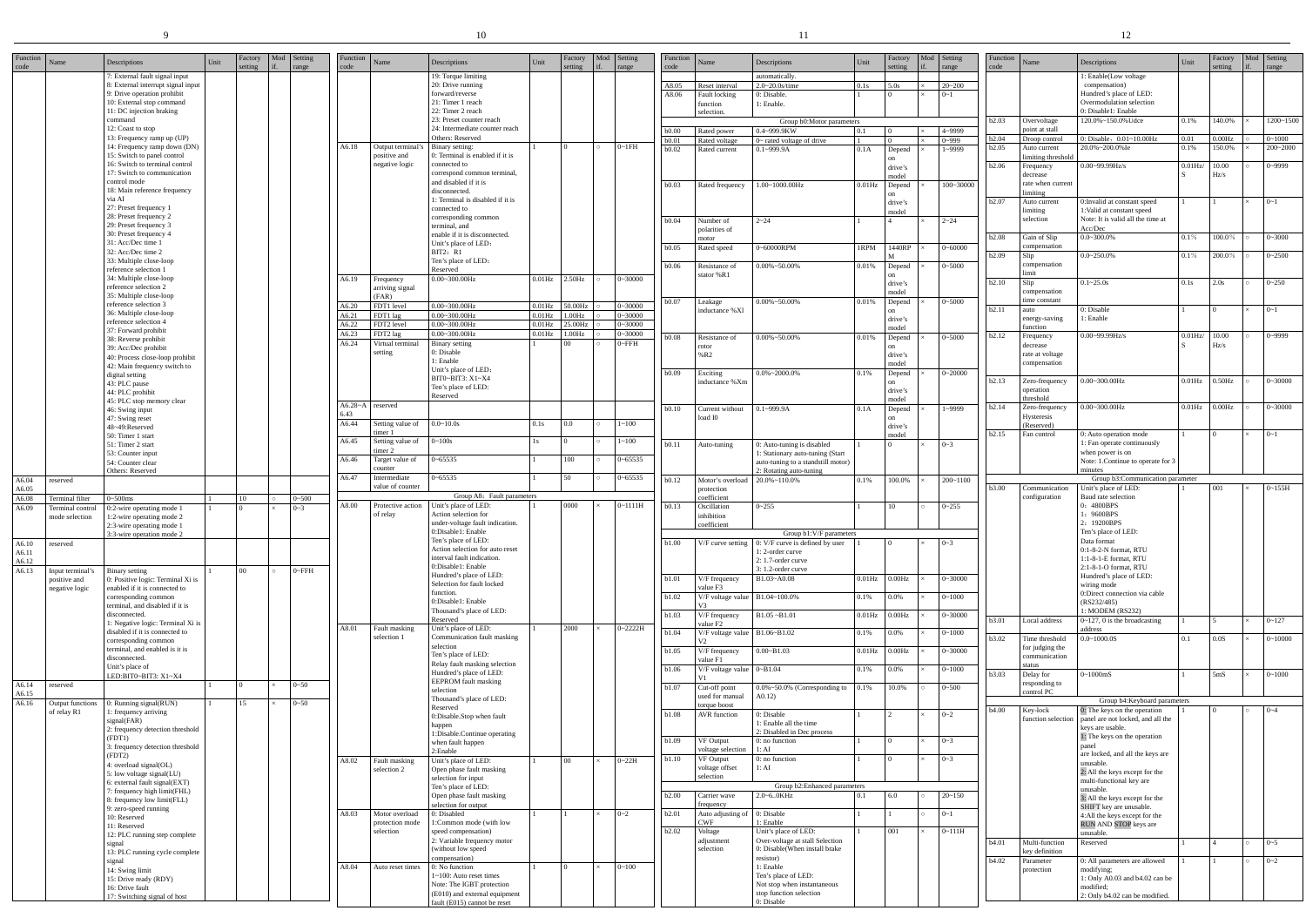| Function code | Name | Descriptions | Unit | Factory setting | Mod if. | Setting range |
|---|---|---|---|---|---|---|
| | | 7: External fault signal input<br>8: External interrupt signal input<br>9: Drive operation prohibit<br>10: External stop command<br>11: DC injection braking command<br>12: Coast to stop<br>13: Frequency ramp up (UP)<br>14: Frequency ramp down (DN)<br>15: Switch to panel control<br>16: Switch to terminal control<br>17: Switch to communication control mode<br>18: Main reference frequency via AI<br>27: Preset frequency 1<br>28: Preset frequency 2<br>29: Preset frequency 3<br>30: Preset frequency 4<br>31: Acc/Dec time 1<br>32: Acc/Dec time 2<br>33: Multiple close-loop reference selection 1<br>34: Multiple close-loop reference selection 2<br>35: Multiple close-loop reference selection 3<br>36: Multiple close-loop reference selection 4<br>37: Forward prohibit<br>38: Reverse prohibit<br>39: Acc/Dec prohibit<br>40: Process close-loop prohibit<br>42: Main frequency switch to digital setting<br>43: PLC pause<br>44: PLC prohibit<br>45: PLC stop memory clear<br>46: Swing input<br>47: Swing reset<br>48~49:Reserved<br>50: Timer 1 start<br>51: Timer 2 start<br>53: Counter input<br>54: Counter clear<br>Others: Reserved | | | | |
| A6.04<br>A6.05 | reserved | | | | | |
| A6.08 | Terminal filter | 0~500ms | 1 | 10 | ○ | 0~500 |
| A6.09 | Terminal control mode selection | 0:2-wire operating mode 1<br>1:2-wire operating mode 2<br>2:3-wire operating mode 1<br>3:3-wire operation mode 2 | 1 | 0 | × | 0~3 |
| A6.10<br>A6.11<br>A6.12 | reserved | | | | | |
| A6.13 | Input terminal's positive and negative logic | Binary setting<br>0: Positive logic: Terminal Xi is enabled if it is connected to corresponding common terminal, and disabled if it is disconnected.<br>1: Negative logic: Terminal Xi is disabled if it is connected to corresponding common terminal, and enabled is it is disconnected.<br>Unit's place of LED:BIT0~BIT3: X1~X4 | 1 | 00 | ○ | 0~FFH |
| A6.14<br>A6.15 | reserved | | 1 | 0 | × | 0~50 |
| A6.16 | Output functions of relay R1 | 0: Running signal(RUN)<br>1: frequency arriving signal(FAR)<br>2: frequency detection threshold (FDT1)<br>3: frequency detection threshold (FDT2)<br>4: overload signal(OL)<br>5: low voltage signal(LU)<br>6: external fault signal(EXT)<br>7: frequency high limit(FHL)<br>8: frequency low limit(FLL)<br>9: zero-speed running<br>10: Reserved<br>11: Reserved<br>12: PLC running step complete signal<br>13: PLC running cycle complete signal<br>14: Swing limit<br>15: Drive ready (RDY)<br>16: Drive fault<br>17: Switching signal of host<br>19: Torque limiting<br>20: Drive running forward/reverse<br>21: Timer 1 reach<br>22: Timer 2 reach<br>23: Preset counter reach<br>24: Intermediate counter reach<br>Others: Reserved | 1 | 15 | × | 0~50 |
| A6.18 | Output terminal's positive and negative logic | Binary setting:<br>0: Terminal is enabled if it is connected to correspond common terminal, and disabled if it is disconnected.<br>1: Terminal is disabled if it is connected to corresponding common terminal, and enable if it is disconnected.<br>Unit's place of LED：BIT2：R1<br>Ten's place of LED：Reserved | 1 | 0 | ○ | 0~1FH |
| A6.19 | Frequency arriving signal (FAR) | 0.00~300.00Hz | 0.01Hz | 2.50Hz | ○ | 0~30000 |
| A6.20 | FDT1 level | 0.00~300.00Hz | 0.01Hz | 50.00Hz | ○ | 0~30000 |
| A6.21 | FDT1 lag | 0.00~300.00Hz | 0.01Hz | 1.00Hz | ○ | 0~30000 |
| A6.22 | FDT2 level | 0.00~300.00Hz | 0.01Hz | 25.00Hz | ○ | 0~30000 |
| A6.23 | FDT2 lag | 0.00~300.00Hz | 0.01Hz | 1.00Hz | ○ | 0~30000 |
| A6.24 | Virtual terminal setting | Binary setting<br>0: Disable<br>1: Enable<br>Unit's place of LED：BIT0~BIT3: X1~X4<br>Ten's place of LED: Reserved | 1 | 00 | ○ | 0~FFH |
| A6.28~A6.43 | reserved | | | | | |
| A6.44 | Setting value of timer 1 | 0.0~10.0s | 0.1s | 0.0 | ○ | 1~100 |
| A6.45 | Setting value of timer 2 | 0~100s | 1s | 0 | ○ | 1~100 |
| A6.46 | Target value of counter | 0~65535 | 1 | 100 | ○ | 0~65535 |
| A6.47 | Intermediate value of counter | 0~65535 | 1 | 50 | ○ | 0~65535 |
| | | **Group A8: Fault parameters** | | | | |
| A8.00 | Protective action of relay | Unit's place of LED:<br>Action selection for under-voltage fault indication.<br>0:Disable1: Enable<br>Ten's place of LED:<br>Action selection for auto reset interval fault indication.<br>0:Disable1: Enable<br>Hundred's place of LED:<br>Selection for fault locked function.<br>0:Disable1: Enable<br>Thousand's place of LED:<br>Reserved | 1 | 0000 | × | 0~1111H |
| A8.01 | Fault masking selection 1 | Unit's place of LED:<br>Communication fault masking selection<br>Ten's place of LED:<br>Relay fault masking selection<br>Hundred's place of LED:<br>EEPROM fault masking selection<br>Thousand's place of LED:<br>Reserved<br>0:Disable.Stop when fault happen<br>1:Disable.Continue operating when fault happen<br>2:Enable | 1 | 2000 | × | 0~2222H |
| A8.02 | Fault masking selection 2 | Unit's place of LED:<br>Open phase fault masking selection for input<br>Ten's place of LED:<br>Open phase fault masking selection for output | 1 | 00 | × | 0~22H |
| A8.03 | Motor overload protection mode selection | 0: Disabled<br>1:Common mode (with low speed compensation)<br>2: Variable frequency motor (without low speed compensation) | 1 | 1 | × | 0~2 |
| A8.04 | Auto reset times | 0: No function<br>1~100: Auto reset times<br>Note: The IGBT protection (E010) and external equipment fault (E015) cannot be reset automatically. | 1 | 0 | × | 0~100 |
| A8.05 | Reset interval | 2.0~20.0s/time | 0.1s | 5.0s | × | 20~200 |
| A8.06 | Fault locking function selection. | 0: Disable.<br>1: Enable. | 1 | 0 | × | 0~1 |
| | | **Group b0:Motor parameters** | | | | |
| b0.00 | Rated power | 0.4~999.9KW | 0.1 | 0 | × | 4~9999 |
| b0.01 | Rated voltage | 0~ rated voltage of drive | 1 | 0 | × | 0~999 |
| b0.02 | Rated current | 0.1~999.9A | 0.1A | Depend on drive's model | × | 1~9999 |
| b0.03 | Rated frequency | 1.00~1000.00Hz | 0.01Hz | Depend on drive's model | × | 100~30000 |
| b0.04 | Number of polarities of motor | 2~24 | 1 | 4 | × | 2~24 |
| b0.05 | Rated speed | 0~60000RPM | 1RPM | 1440RPM | × | 0~60000 |
| b0.06 | Resistance of stator %R1 | 0.00%~50.00% | 0.01% | Depend on drive's model | × | 0~5000 |
| b0.07 | Leakage inductance %Xl | 0.00%~50.00% | 0.01% | Depend on drive's model | × | 0~5000 |
| b0.08 | Resistance of rotor %R2 | 0.00%~50.00% | 0.01% | Depend on drive's model | × | 0~5000 |
| b0.09 | Exciting inductance %Xm | 0.0%~2000.0% | 0.1% | Depend on drive's model | × | 0~20000 |
| b0.10 | Current without load I0 | 0.1~999.9A | 0.1A | Depend on drive's model | × | 1~9999 |
| b0.11 | Auto-tuning | 0: Auto-tuning is disabled<br>1: Stationary auto-tuning (Start auto-tuning to a standstill motor)<br>2: Rotating auto-tuning | 1 | 0 | × | 0~3 |
| b0.12 | Motor's overload protection coefficient | 20.0%~110.0% | 0.1% | 100.0% | × | 200~1100 |
| b0.13 | Oscillation inhibition coefficient | 0~255 | 1 | 10 | ○ | 0~255 |
| | | **Group b1:V/F parameters** | | | | |
| b1.00 | V/F curve setting | 0: V/F curve is defined by user<br>1: 2-order curve<br>2: 1.7-order curve<br>3: 1.2-order curve | 1 | 0 | × | 0~3 |
| b1.01 | V/F frequency value F3 | B1.03~A0.08 | 0.01Hz | 0.00Hz | × | 0~30000 |
| b1.02 | V/F voltage value V3 | B1.04~100.0% | 0.1% | 0.0% | × | 0~1000 |
| b1.03 | V/F frequency value F2 | B1.05~B1.01 | 0.01Hz | 0.00Hz | × | 0~30000 |
| b1.04 | V/F voltage value V2 | B1.06~B1.02 | 0.1% | 0.0% | × | 0~1000 |
| b1.05 | V/F frequency value F1 | 0.00~B1.03 | 0.01Hz | 0.00Hz | × | 0~30000 |
| b1.06 | V/F voltage value V1 | 0~B1.04 | 0.1% | 0.0% | × | 0~1000 |
| b1.07 | Cut-off point used for manual torque boost | 0.0%~50.0% (Corresponding to A0.12) | 0.1% | 10.0% | ○ | 0~500 |
| b1.08 | AVR function | 0: Disable<br>1: Enable all the time<br>2: Disabled in Dec process | 1 | 2 | × | 0~2 |
| b1.09 | VF Output voltage selection | 0: no function<br>1: AI | 1 | 0 | × | 0~3 |
| b1.10 | VF Output voltage offset selection | 0: no function<br>1: AI | 1 | 0 | × | 0~3 |
| | | **Group b2:Enhanced parameters** | | | | |
| b2.00 | Carrier wave frequency | 2.0~6..0KHz | 0.1 | 6.0 | ○ | 20~150 |
| b2.01 | Auto adjusting of CWF | 0: Disable<br>1: Enable | 1 | 1 | ○ | 0~1 |
| b2.02 | Voltage adjustment selection | Unit's place of LED:<br>Over-voltage at stall Selection<br>0: Disable(When install brake resistor)<br>1: Enable<br>Ten's place of LED:<br>Not stop when instantaneous stop function selection<br>0: Disable<br>1: Enable(Low voltage compensation)<br>Hundred's place of LED:<br>Overmodulation selection<br>0: Disable1: Enable | 1 | 001 | × | 0~111H |
| b2.03 | Overvoltage point at stall | 120.0%~150.0%Udce | 0.1% | 140.0% | × | 1200~1500 |
| b2.04 | Droop control | 0: Disable，0.01~10.00Hz | 0.01 | 0.00Hz | ○ | 0~1000 |
| b2.05 | Auto current limiting threshold | 20.0%~200.0%Ie | 0.1% | 150.0% | × | 200~2000 |
| b2.06 | Frequency decrease rate when current limiting | 0.00~99.99Hz/s | 0.01Hz/S | 10.00 Hz/s | ○ | 0~9999 |
| b2.07 | Auto current limiting selection | 0:Invalid at constant speed<br>1:Valid at constant speed<br>Note: It is valid all the time at Acc/Dec | 1 | 1 | × | 0~1 |
| b2.08 | Gain of Slip compensation | 0.0~300.0% | 0.1% | 100.0% | ○ | 0~3000 |
| b2.09 | Slip compensation limit | 0.0~250.0% | 0.1% | 200.0% | ○ | 0~2500 |
| b2.10 | Slip compensation time constant | 0.1~25.0s | 0.1s | 2.0s | ○ | 0~250 |
| b2.11 | auto energy-saving function | 0: Disable<br>1: Enable | 1 | 0 | × | 0~1 |
| b2.12 | Frequency decrease rate at voltage compensation | 0.00~99.99Hz/s | 0.01Hz/S | 10.00 Hz/s | ○ | 0~9999 |
| b2.13 | Zero-frequency operation threshold | 0.00~300.00Hz | 0.01Hz | 0.50Hz | ○ | 0~30000 |
| b2.14 | Zero-frequency Hysteresis (Reserved) | 0.00~300.00Hz | 0.01Hz | 0.00Hz | ○ | 0~30000 |
| b2.15 | Fan control | 0: Auto operation mode<br>1: Fan operate continuously when power is on<br>Note: 1.Continue to operate for 3 minutes | 1 | 0 | × | 0~1 |
| | | **Group b3:Communication parameter** | | | | |
| b3.00 | Communication configuration | Unit's place of LED:<br>Baud rate selection<br>0：4800BPS<br>1：9600BPS<br>2：19200BPS<br>Ten's place of LED:<br>Data format<br>0:1-8-2-N format, RTU<br>1:1-8-1-E format, RTU<br>2:1-8-1-O format, RTU<br>Hundred's place of LED:<br>wiring mode<br>0:Direct connection via cable (RS232/485)<br>1: MODEM (RS232) | 1 | 001 | × | 0~155H |
| b3.01 | Local address | 0~127, 0 is the broadcasting address | 1 | 5 | × | 0~127 |
| b3.02 | Time threshold for judging the communication status | 0.0~1000.0S | 0.1 | 0.0S | × | 0~10000 |
| b3.03 | Delay for responding to control PC | 0~1000mS | 1 | 5mS | × | 0~1000 |
| | | **Group b4:Keyboard parameters** | | | | |
| b4.00 | Key-lock function selection | 0: The keys on the operation panel are not locked, and all the keys are usable.<br>1: The keys on the operation panel are locked, and all the keys are unusable.<br>2: All the keys except for the multi-functional key are unusable.<br>3: All the keys except for the SHIFT key are unusable.<br>4:All the keys except for the RUN AND STOP keys are unusable. | 1 | 0 | ○ | 0~4 |
| b4.01 | Multi-function key definition | Reserved | 1 | 4 | ○ | 0~5 |
| b4.02 | Parameter protection | 0: All parameters are allowed modifying;<br>1: Only A0.03 and b4.02 can be modified;<br>2: Only b4.02 can be modified. | 1 | 1 | ○ | 0~2 |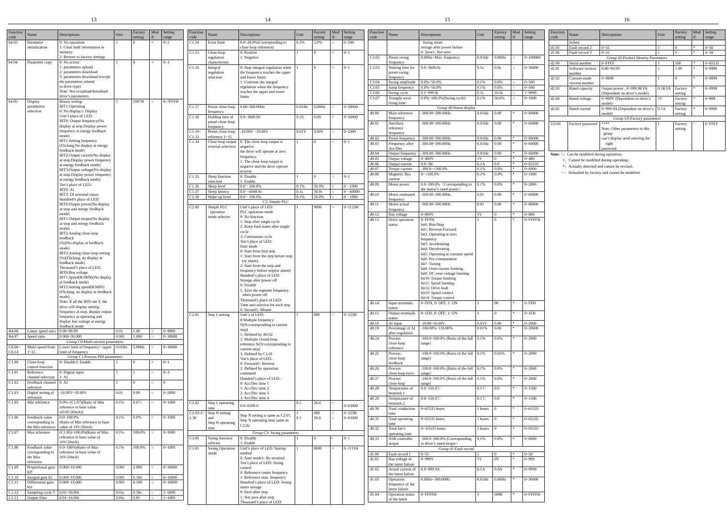| Function code | Name | Descriptions | Unit | Factory setting | Mod if. | Setting range |
|---|---|---|---|---|---|---|
| b4.03 | Parameter initialization | 0: No operation<br>1: Clear fault information in memory<br>2: Restore to factory settings | 1 | 0 | × | 0~2 |
| b4.04 | Parameter copy | 0: No action<br>1: parameters upload<br>2: parameters download<br>3: parameters download (except the parameters related to drive type)<br>Note: Not to upload/download drive's parameters. | 1 | 0 | × | 0~3 |
| b4.05 | Display parameters selection | Binary setting:<br>BIT1:Operating<br>0: No display1: Display<br>Unit's place of LED:<br>BIT0: Output frequency(No display at stop.Display power frequency at energy feedback mode)<br>BIT1:Setting frequency (Flicking,No display at energy feedback mode)<br>BIT2:Output current(No display at stop.Display power frequency at energy feedback mode)<br>BIT3:Output voltage(No display at stop.Display power frequency at energy feedback mode)<br>Ten's place of LED:<br>BIT0: AI<br>BIT3: DI terminal status<br>Hundred's place of LED:<br>BIT0:Output power(No display at stop and energy feedback mode)<br>BIT1:Output torque(No display at stop and energy feedback mode)<br>BIT2:Analog close-loop feedback (%)(No display at feedback mode)<br>BIT3:Analog close-loop setting (%)(Flicking, no display at feedback mode)<br>Thousand's place of LED:<br>BIT0:Bus voltage<br>BIT1:Speed(R/MIN)(No display at feedback mode)<br>BIT2:Setting speed(R/MIN) (Flicking, no display at feedback mode)<br>Note: If all the BITs are 0, the drive will display setting frequency at stop, display output frequency at operating and display bus voltage at energy feedback mode. | 1 | 1007H | ○ | 0~7FFFH |
| B4.06 | Linear speed ratio | 0.00~99.99 | 0.01 | 1.00 | ○ | 0~9999 |
| B4.07 | Speed ratio | 0.000~30.000 | 0.001 | 1.000 | ○ | 0~30000 |
| | | Group C0:Multi-section parameters | | | | |
| C0.00~C0.14 | Multi-speed from 1~15 | Lower limit of frequency~ upper limit of frequency | 0.01Hz | 5.00Hz | ○ | 0~30000 |
| | | Group C1:Process PID parameters | | | | |
| C1.00 | Close-loop control function | 0: Disable1: Enable | 1 | 0 | × | 0~1 |
| C1.01 | Reference channel selection | 0: Digital input<br>1: AI | 1 | 1 | ○ | 0~3 |
| C1.02 | Feedback channel selection | 0: AI | 1 | 0 | ○ | 0 |
| C1.03 | Digital setting of reference | -10.00V~10.00V | 0.01 | 0.00 | ○ | 0~2000 |
| C1.05 | Min reference | 0.0%~(C1.07)(Ratio of Min reference to base value of10V/20mA)) | 0.1% | 0.0% | ○ | 0~1000 |
| C1.06 | Feedback value corresponding to the Min reference | 0.0~100.0% (Ratio of Min reference to base value of 10V/20mA) | 0.1% | 0.0% | ○ | 0~1000 |
| C1.07 | Max reference | (C1.05)~100.0%(Ratio of Max reference to base value of 10V/20mA) | 0.1% | 100.0% | ○ | 0~1000 |
| C1.08 | Feedback value corresponding to the Max reference | 0.0~100%(Ratio of Max reference to base value of 10V/20mA) | 0.1% | 100.0% | ○ | 0~1000 |
| C1.09 | Proportional gain KP | 0.000~10.000 | 0.001 | 2.000 | ○ | 0~10000 |
| C1.10 | Integral gain Ki | 0.000~10.000 | 0.001 | 0.100 | ○ | 0~10000 |
| C1.11 | Differential gain Kd | 0.000~10.000 | 0.001 | 0.100 | ○ | 0~10000 |
| C1.12 | Sampling cycle T | 0.01~50.00s | 0.01s | 0.50s | ○ | 1~5000 |
| C1.13 | Output filter | 0.01~10.00s | 0.01s | 0.05 | ○ | 1~1000 |
| C1.14 | Error limit | 0.0~20.0%(Corresponding to close-loop reference) | 0.1% | 2.0% | ○ | 0~200 |
| C1.15 | Close-loop regulation characteristic | 0: Positive<br>1: Negative | 1 | 0 | × | 0~1 |
| C1.16 | Integral regulation selection | 0: Stop integral regulation when the frequency reaches the upper and lower limits<br>1: Continue the integral regulation when the frequency reaches the upper and lower limits | 1 | 0 | × | 0~1 |
| C1.17 | Preset close-loop frequency | 0.00~300.00Hz | 0.01Hz | 0.00Hz | ○ | 0~30000 |
| C1.18 | Holding time of preset close-loop frequency | 0.0~3600.0S | 0.1S | 0.0S | × | 0~36000 |
| C1.19~C1.33 | Preset close-loop reference 1~15 | -10.00V ~10.00V | 0.01V | 0.00V | ○ | 0~2000 |
| C1.34 | Close-loop output reversal selection | 0: The close-loop output is negative, the drive will operate at zero frequency.<br>1: The close-loop output is negative and the drive operate reverse. | 1 | 0 | ○ | 0~1 |
| C1.35 | Sleep function selection | 0: Disable<br>1: Enable. | 1 | 0 | ○ | 0~1 |
| C1.36 | Sleep level | 0.0～100.0% | 0.1% | 50.0% | ○ | 0～1000 |
| C1.37 | Sleep latency | 0.0～6000.0s | 0.1s | 30.0s | ○ | 0～60000 |
| C1.38 | Wake-up level | 0.0～100.0% | 0.1% | 50.0% | ○ | 0～1000 |
| | | C2: Simple PLC | | | | |
| C2.00 | Simple PLC operation mode selector | Unit's place of LED:<br>PLC operation mode<br>0: No function<br>1: Stop after single cycle<br>2: Keep final states after single cycle<br>3: Continuous cycle<br>Ten's place of LED:<br>Start mode<br>0: Start from first step<br>1: Start from the step before stop (or alarm).<br>2: Start from the step and frequency before stop(or alarm)<br>Hundred's place of LED:<br>Storage after power off<br>0: Disable<br>1: Save the segment frequency when power off<br>Thousand's place of LED:<br>Time unit selector for each step<br>0: Second1: Minute | 1 | 0000 | × | 0~1123H |
| C2.01 | Step 1 setting | Unit's of LED:<br>0:Multiple frequency N(N:corresponding to current step)<br>1: Defined by A0.02<br>2: Multiple closed-loop reference N(N:corresponding to current step)<br>3: Defined by C1.01<br>Ten's place of LED:<br>0: Forward1: Reverse<br>2: Defined by operation command<br>Hundred's place of LED:<br>0: Acc/Dec time 1<br>1: Acc/Dec time 2<br>2: Acc/Dec time 3<br>3: Acc/Dec time 4 | 1 | 000 | ○ | 0~323H |
| C2.02 | Step 1 operating time | 0.0~6500.0 | 0.1 | 20.0 | ○ | 0~65000 |
| C2.03~C2.30 | Step N setting and Step N operating time | Step N setting is same as C2.01<br>Step N operating time same as C2.02 | 1<br>0.1 | 000<br>20.0 | ○<br>○ | 0~323H<br>0~65000 |
| | | Group C3: Swing parameters | | | | |
| C3.00 | Swing function selector | 0: Disable<br>1: Enable | 1 | 0 | × | 0~1 |
| C3.01 | Swing Operation mode | Unit's place of LED: Startup method<br>0: Auto mode1: By terminal<br>Ten's place of LED: Swing control<br>0: Reference centre frequency<br>1: Reference max. frequency<br>Hundred's place of LED: Swing states storage<br>0: Save after stop<br>1: Not save after stop<br>Thousand's place of LED: Swing states storage after power failure<br>0: Save1: Not save | 1 | 0000 | × | 0~1111H |
| C3.02 | Preset swing frequency | 0.00Hz~Max. frequency | 0.01Hz | 0.00Hz | ○ | 0~100000 |
| C3.03 | Waiting time for preset swing frequency | 0.0~3600.0s | 0.1s | 0.0s | ○ | 0~36000 |
| C3.04 | Swing amplitude | 0.0%~50.0% | 0.1% | 0.0% | ○ | 0~500 |
| C3.05 | Jump frequency | 0.0%~50.0% | 0.1% | 0.0% | ○ | 0~500 |
| C3.06 | Swing cycle | 0.1~999.9s | 0.1s | 10.0s | ○ | 1~9999 |
| C3.07 | Triangle wave rising time | 0.0%~100.0%(Swing cycle) | 0.1% | 50.0% | ○ | 0~1000 |
| | | Group d0:Status display | | | | |
| d0.00 | Main reference frequency | -300.00~300.00Hz | 0.01Hz | 0.00 | * | 0~60000 |
| d0.01 | Auxiliary reference frequency | -300.00~300.00Hz | 0.01Hz | 0.00 | * | 0~60000 |
| d0.02 | Preset frequency | -300.00~300.00Hz | 0.01Hz | 0.00 | * | 0~60000 |
| d0.03 | Frequency after Acc/Dec | -300.00~300.00Hz | 0.01Hz | 0.00 | * | 0~60000 |
| d0.04 | Output frequency | -300.00~300.00Hz | 0.01Hz | 0.00 | * | 0~60000 |
| d0.05 | Output voltage | 0~480V | 1V | 0 | * | 0~480 |
| d0.06 | Output current | 0.0~3Ie | 0.1A | 0.0 | * | 0~65535 |
| d0.07 | Torque current | -300.0~+300.0% | 0.1% | 0.0% | * | 0~6000 |
| d0.08 | Magnetic flux current | 0~+100.0% | 0.1% | 0.0% | * | 0~1000 |
| d0.09 | Motor power | 0.0~200.0%（Corresponding to the motor's rated power） | 0.1% | 0.0% | * | 0~2000 |
| d0.10 | Motor estimated frequency | -300.00~300.00Hz | 0.01 | 0.00 | * | 0~60000 |
| d0.11 | Motor actual frequency | -300.00~300.00Hz | 0.01 | 0.00 | * | 0~60000 |
| d0.12 | Bus voltage | 0~800V | 1V | 0 | * | 0~800 |
| d0.13 | Drive operation status | 0~FFFH<br>bit0: Run/Stop<br>bit1: Reverse/Forward<br>bit2: Operating at zero frequency<br>bit3: Accelerating<br>bit4: Decelerating<br>bit5: Operating at constant speed<br>bit6: Pre-commutation<br>bit7: Tuning<br>bit8: Over-current limiting<br>bit9: DC over-voltage limiting<br>bit10: Torque limiting<br>bit11: Speed limiting<br>bit12: Drive fault<br>bit13: Speed control<br>bit14: Torque control | 1 | 0 | * | 0~FFFFH |
| d0.14 | Input terminals status | 0~FFH, 0: OFF; 1: ON | 1 | 00 | * | 0~FFH |
| d0.15 | Output terminals status | 0~1FH, 0: OFF; 1: ON | 1 | 0 | * | 0~1FH |
| d0.16 | AI input | -10.00~10.00V | 0.01V | 0.00 | * | 0~2000 |
| d0.19 | Percentage of AI after regulation | -100.00%~110.00% | 0.01% | 0.00 | * | 0~20000 |
| d0.24 | Process close-loop reference | -100.0~100.0% (Ratio of the full range) | 0.1% | 0.0% | * | 0~2000 |
| d0.25 | Process close-loop feedback | -100.0~100.0% (Ratio of the full range) | 0.1% | 0.05% | * | 0~2000 |
| d0.26 | Process close-loop error | -100.0~100.0% (Ratio of the full range) | 0.1% | 0.0% | * | 0~2000 |
| d0.27 | Process close-loop | -100.0~100.0% (Ratio of the full range) | 0.1% | 0.0% | * | 0~2000 |
| d0.28 | Temperature of heatsink 1 | 0.0~150.0℃ | 0.1℃ | 0.0 | * | 0~1500 |
| d0.29 | Temperature of heatsink 2 | 0.0~150.0℃ | 0.1℃ | 0.0 | * | 0~1500 |
| d0.30 | Total conduction time | 0~65535 hours | 1 hours | 0 | * | 0~65535 |
| d0.31 | Total operating time | 0~65535 hours | 1 hours | 0 | * | 0~65535 |
| d0.32 | Total fan's operating time | 0~ 65535 hours | 1 hours | 0 | * | 0~65535 |
| d0.33 | ASR controller output | -300.0~300.0% (Corresponding to drive's rated torque) | 0.1% | 0.0% | * | 0~6000 |
| | | Group d1:Fault record | | | | |
| d1.00 | Fault record 1 | 0~55 | 1 | 0 | * | 0~50 |
| d1.01 | Bus voltage of the latest failure | 0~999V | 1V | 0V | * | 0~999 |
| d1.02 | Actual current of the latest failure | 0.0~999.9A | 0.1A | 0.0A | * | 0~9999 |
| d1.03 | Operation frequency of the latest failure | 0.00Hz~300.00Hz | 0.01Hz | 0.00Hz | * | 0~30000 |
| d1.04 | Operation status of the latest failure | 0~FFFFH | 1 | 0000 | * | 0~FFFFH |
| d1.05 | Fault record 2 | 0~55 | 1 | 0 | * | 0~50 |
| d1.06 | Fault record 3 | 0~55 | 1 | 0 | * | 0~50 |
| | | Group d2:Product Identity Parameters | | | | |
| d2.00 | Serial number | 0~FFFF | 1 | 100 | * | 0~65535 |
| d2.01 | Software version number | 0.00~99.99 | 1 | 1.00 | * | 0~9999 |
| d2.02 | Custom-made version number | 0~9999 | 1 | 0 | * | 0~9999 |
| d2.03 | Rated capacity | Output power，0~999.9KVA (Dependent on drive's model) | 0.1KVA | Factory setting | * | 0~9999 |
| d2.04 | Rated voltage | 0~999V (Dependent on drive's model) | 1V | Factory setting | * | 0~999 |
| d2.05 | Rated current | 0~999.9A (Dependent on drive's model) | 0.1A | Factory setting | * | 0~9999 |
| | | Group U0:Factory parameters | | | | |
| U0.00 | Factory password | ****<br>Note: Other parameters in this group can't display until entering the right password. | 1 | Factory setting | — | 0~FFFF |

**Note:** ○：Can be modified during operation;

×：Cannot be modified during operating;

*：Actually detected and cannot be revised;

—：Defaulted by factory and cannot be modified.